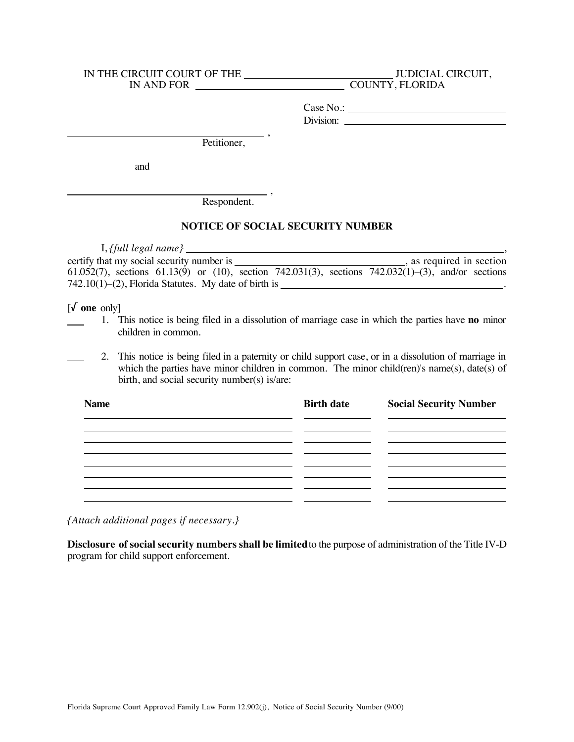IN THE CIRCUIT COURT OF THE \_\_\_\_\_\_\_\_\_\_\_\_\_\_\_\_\_\_\_\_\_\_\_\_\_\_\_\_ JUDICIAL CIRCUIT,
IN AND FOR \_\_\_\_\_\_\_\_\_\_\_\_\_\_\_\_\_\_\_\_\_\_\_\_\_\_\_\_ COUNTY, FLORIDA

Case No.: \_\_\_\_\_\_\_\_\_\_\_\_\_\_\_\_\_\_\_\_\_\_\_\_\_\_\_\_
Division: \_\_\_\_\_\_\_\_\_\_\_\_\_\_\_\_\_\_\_\_\_\_\_\_\_\_\_\_

\_\_\_\_\_\_\_\_\_\_\_\_\_\_\_\_\_\_\_\_\_\_\_\_\_\_\_\_\_\_\_\_\_\_\_\_\_\_,
Petitioner,

and

\_\_\_\_\_\_\_\_\_\_\_\_\_\_\_\_\_\_\_\_\_\_\_\_\_\_\_\_\_\_\_\_\_\_\_\_\_\_,
Respondent.

## NOTICE OF SOCIAL SECURITY NUMBER

I, *{full legal name}* \_\_\_\_\_\_\_\_\_\_\_\_\_\_\_\_\_\_\_\_\_\_\_\_\_\_\_\_\_\_\_\_\_\_\_\_\_\_\_\_\_\_\_\_\_\_\_\_\_\_\_\_\_\_\_\_\_\_\_\_\_\_\_\_, certify that my social security number is \_\_\_\_\_\_\_\_\_\_\_\_\_\_\_\_\_\_\_\_\_\_\_\_\_\_\_\_\_\_\_\_\_\_, as required in section 61.052(7), sections 61.13(9) or (10), section 742.031(3), sections 742.032(1)–(3), and/or sections 742.10(1)–(2), Florida Statutes. My date of birth is \_\_\_\_\_\_\_\_\_\_\_\_\_\_\_\_\_\_\_\_\_\_\_\_\_\_\_\_\_\_\_\_\_\_\_\_\_\_\_\_\_\_\_\_\_\_\_\_\_.

[√ **one** only]

\_\_\_ 1. This notice is being filed in a dissolution of marriage case in which the parties have **no** minor children in common.

\_\_\_ 2. This notice is being filed in a paternity or child support case, or in a dissolution of marriage in which the parties have minor children in common. The minor child(ren)'s name(s), date(s) of birth, and social security number(s) is/are:

| Name | Birth date | Social Security Number |
|---|---|---|
| | | |
| | | |
| | | |
| | | |
| | | |
| | | |
| | | |

*{Attach additional pages if necessary.}*

**Disclosure of social security numbers shall be limited** to the purpose of administration of the Title IV-D program for child support enforcement.

Florida Supreme Court Approved Family Law Form 12.902(j), Notice of Social Security Number (9/00)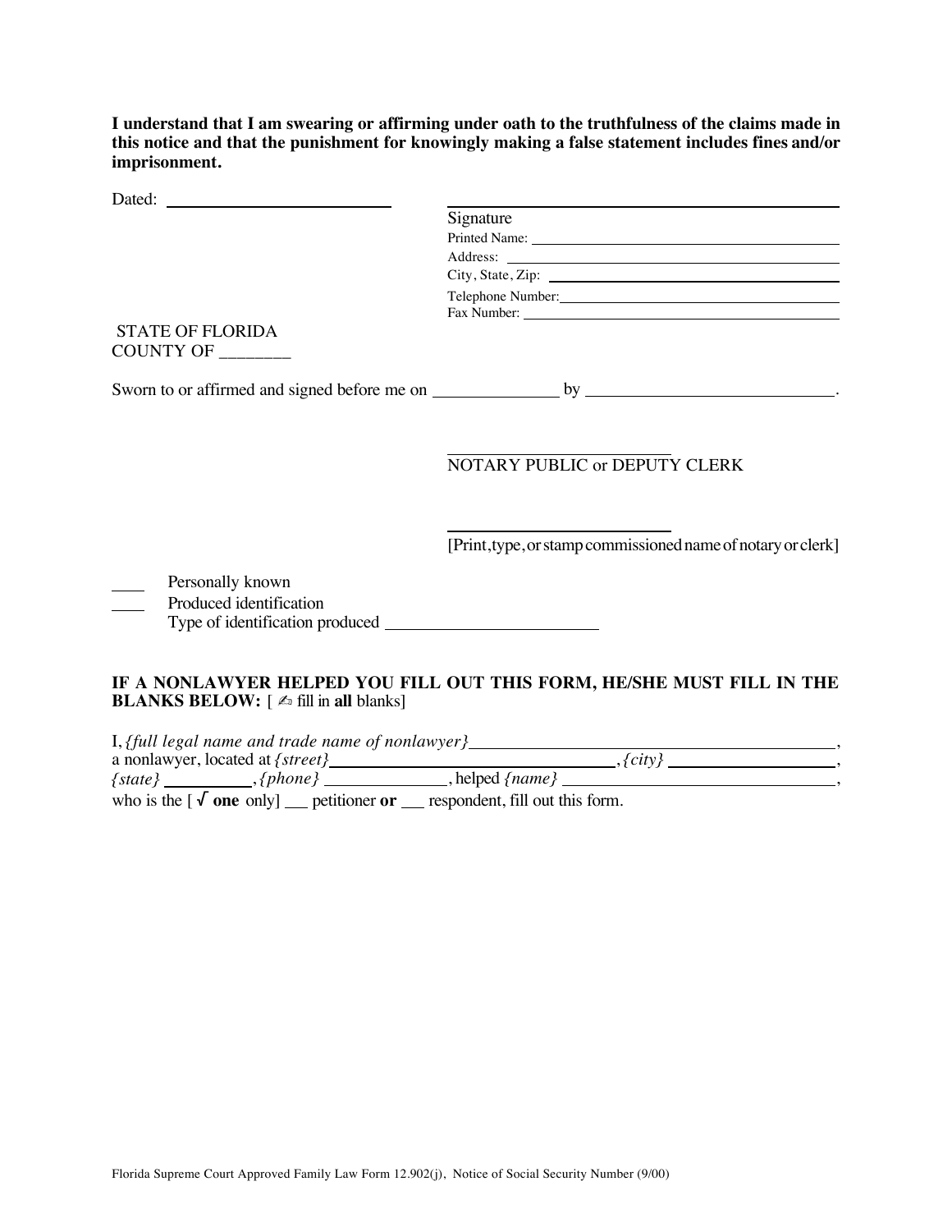**I understand that I am swearing or affirming under oath to the truthfulness of the claims made in this notice and that the punishment for knowingly making a false statement includes fines and/or imprisonment.**

Dated: ____________________

____________________________________
Signature
Printed Name: ____________________
Address: ____________________
City, State, Zip: ____________________
Telephone Number: ____________________
Fax Number: ____________________

STATE OF FLORIDA
COUNTY OF ________

Sworn to or affirmed and signed before me on ______________ by ____________________________.

____________________
NOTARY PUBLIC or DEPUTY CLERK

____________________
[Print, type, or stamp commissioned name of notary or clerk]

____ Personally known
____ Produced identification
Type of identification produced ________________________

**IF A NONLAWYER HELPED YOU FILL OUT THIS FORM, HE/SHE MUST FILL IN THE BLANKS BELOW:** [ ✍ fill in **all** blanks]

I, *{full legal name and trade name of nonlawyer}* ________________________________________,
a nonlawyer, located at *{street}* ________________________________, *{city}* ____________________,
*{state}* __________, *{phone}* ______________, helped *{name}* ______________________________,
who is the [ √ **one** only] ___ petitioner **or** ___ respondent, fill out this form.

Florida Supreme Court Approved Family Law Form 12.902(j), Notice of Social Security Number (9/00)